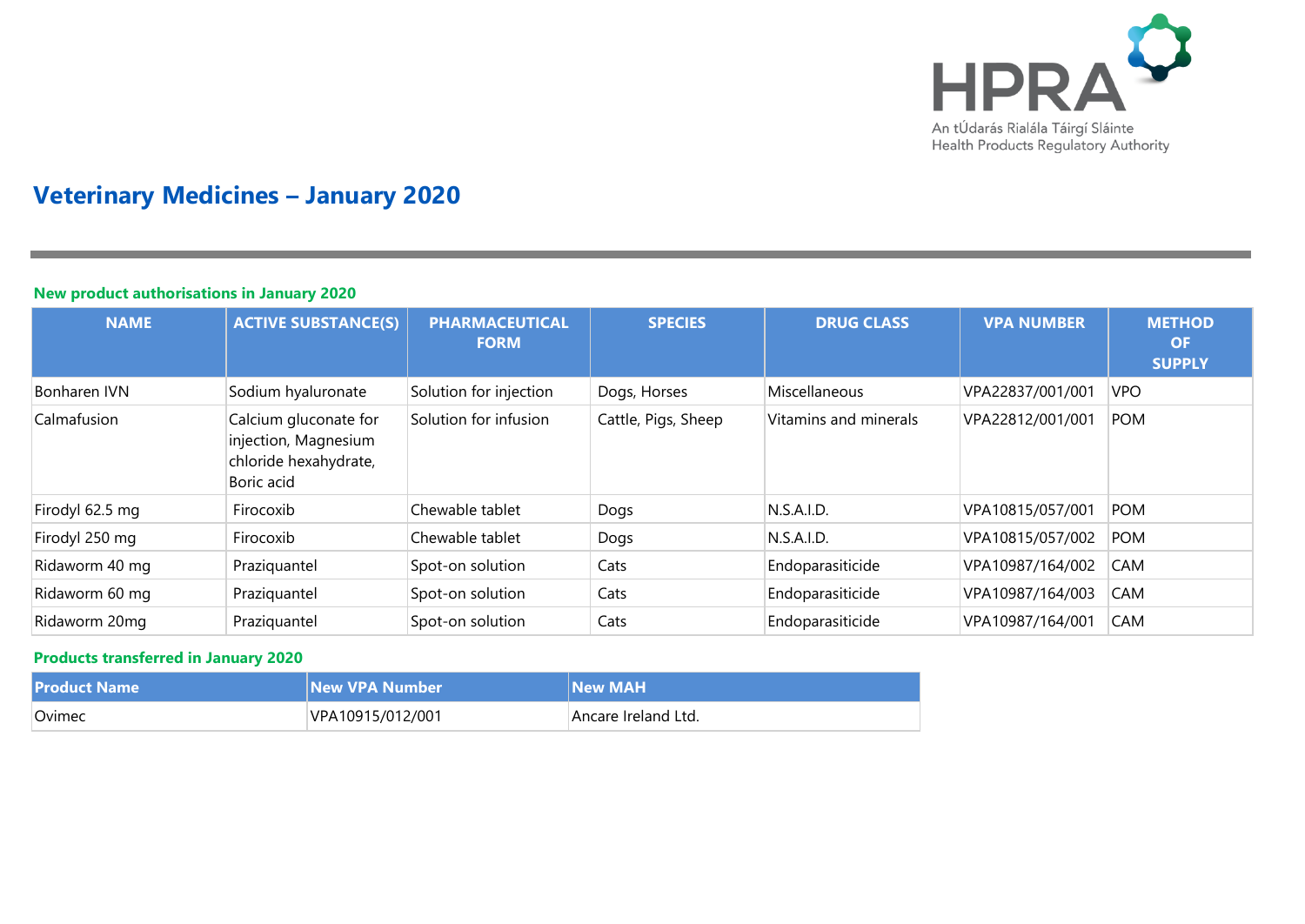# Veterinary Medicines – January 2020

## New product authorisations in January 2020

| NAME | ACTIVE SUBSTANCE(S) | PHARMACEUTICAL FORM | SPECIES | DRUG CLASS | VPA NUMBER | METHOD OF SUPPLY |
|---|---|---|---|---|---|---|
| Bonharen IVN | Sodium hyaluronate | Solution for injection | Dogs, Horses | Miscellaneous | VPA22837/001/001 | VPO |
| Calmafusion | Calcium gluconate for injection, Magnesium chloride hexahydrate, Boric acid | Solution for infusion | Cattle, Pigs, Sheep | Vitamins and minerals | VPA22812/001/001 | POM |
| Firodyl 62.5 mg | Firocoxib | Chewable tablet | Dogs | N.S.A.I.D. | VPA10815/057/001 | POM |
| Firodyl 250 mg | Firocoxib | Chewable tablet | Dogs | N.S.A.I.D. | VPA10815/057/002 | POM |
| Ridaworm 40 mg | Praziquantel | Spot-on solution | Cats | Endoparasiticide | VPA10987/164/002 | CAM |
| Ridaworm 60 mg | Praziquantel | Spot-on solution | Cats | Endoparasiticide | VPA10987/164/003 | CAM |
| Ridaworm 20mg | Praziquantel | Spot-on solution | Cats | Endoparasiticide | VPA10987/164/001 | CAM |

## Products transferred in January 2020

| Product Name | New VPA Number | New MAH |
|---|---|---|
| Ovimec | VPA10915/012/001 | Ancare Ireland Ltd. |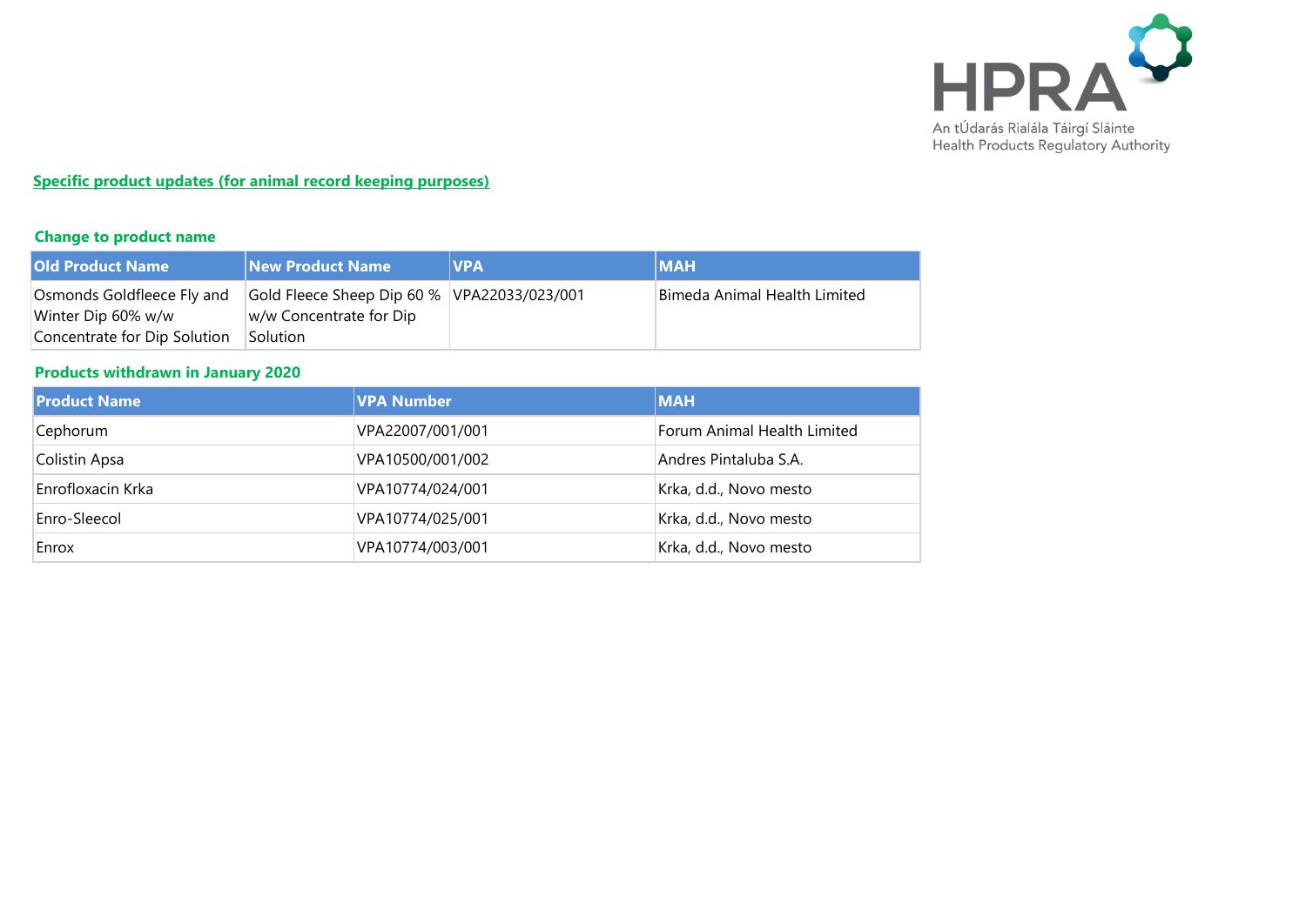## Specific product updates (for animal record keeping purposes)

### Change to product name

| Old Product Name | New Product Name | VPA | MAH |
|---|---|---|---|
| Osmonds Goldfleece Fly and Winter Dip 60% w/w Concentrate for Dip Solution | Gold Fleece Sheep Dip 60 % w/w Concentrate for Dip Solution | VPA22033/023/001 | Bimeda Animal Health Limited |

### Products withdrawn in January 2020

| Product Name | VPA Number | MAH |
|---|---|---|
| Cephorum | VPA22007/001/001 | Forum Animal Health Limited |
| Colistin Apsa | VPA10500/001/002 | Andres Pintaluba S.A. |
| Enrofloxacin Krka | VPA10774/024/001 | Krka, d.d., Novo mesto |
| Enro-Sleecol | VPA10774/025/001 | Krka, d.d., Novo mesto |
| Enrox | VPA10774/003/001 | Krka, d.d., Novo mesto |